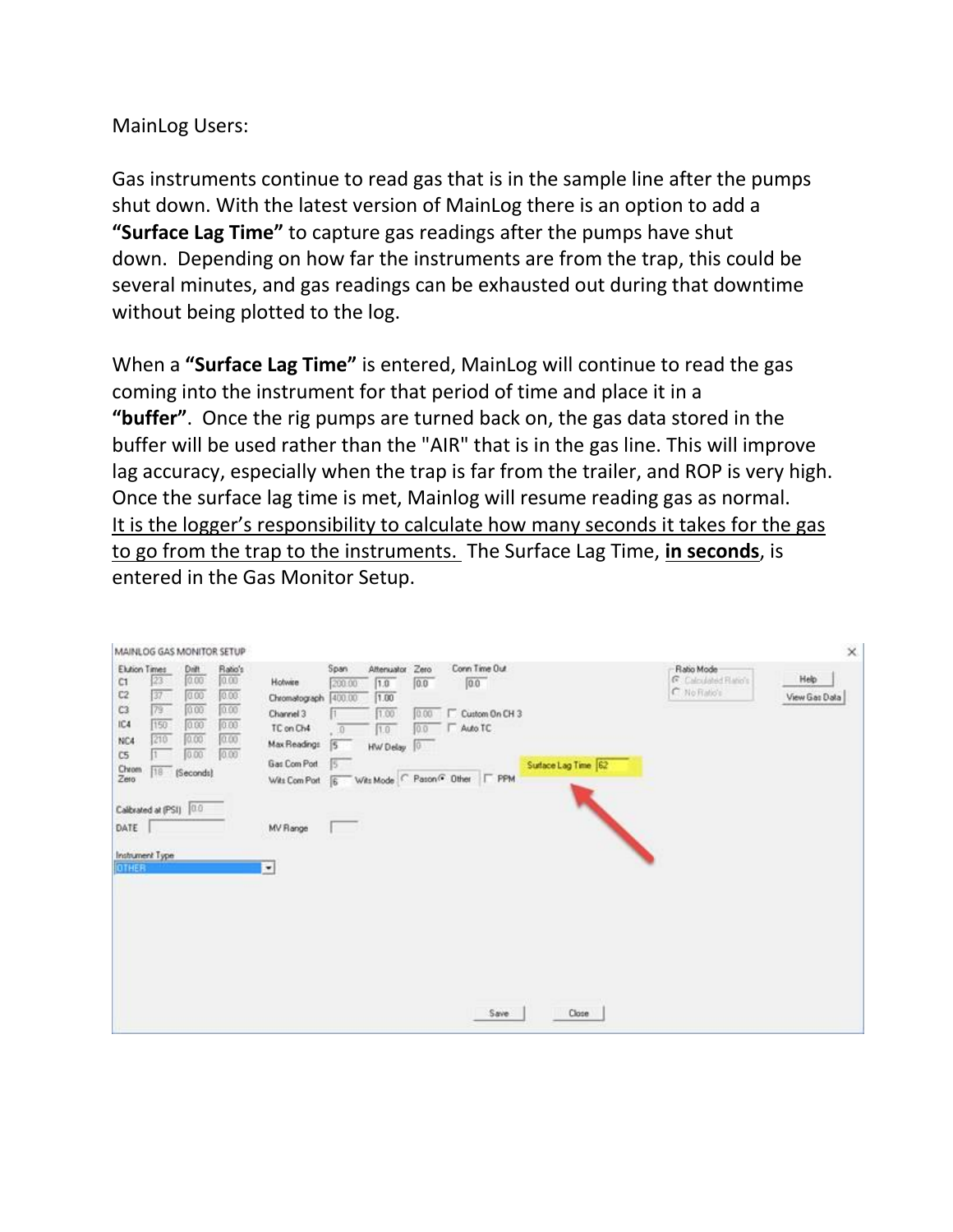MainLog Users:

Gas instruments continue to read gas that is in the sample line after the pumps shut down. With the latest version of MainLog there is an option to add a **"Surface Lag Time"** to capture gas readings after the pumps have shut down. Depending on how far the instruments are from the trap, this could be several minutes, and gas readings can be exhausted out during that downtime without being plotted to the log.

When a **"Surface Lag Time"** is entered, MainLog will continue to read the gas coming into the instrument for that period of time and place it in a **"buffer"**. Once the rig pumps are turned back on, the gas data stored in the buffer will be used rather than the "AIR" that is in the gas line. This will improve lag accuracy, especially when the trap is far from the trailer, and ROP is very high. Once the surface lag time is met, Mainlog will resume reading gas as normal. <u>It is the logger's responsibility to calculate how many seconds it takes for the gas to go from the trap to the instruments.</u> The Surface Lag Time, <u>**in seconds**</u>, is entered in the Gas Monitor Setup.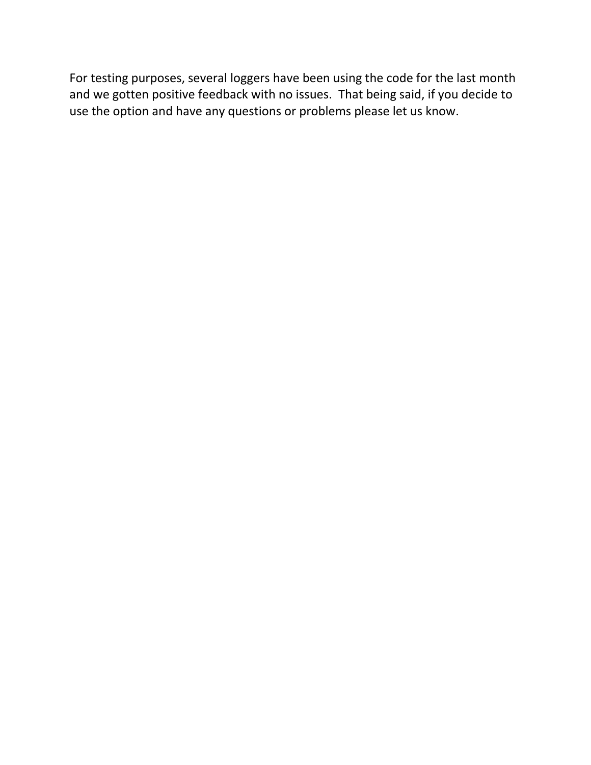For testing purposes, several loggers have been using the code for the last month and we gotten positive feedback with no issues. That being said, if you decide to use the option and have any questions or problems please let us know.